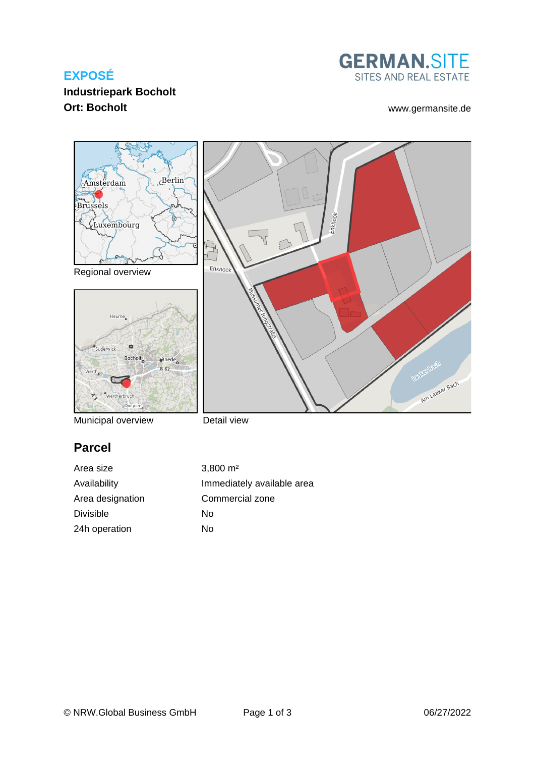**EXPOSÉ**

**Industriepark Bocholt**

**Ort: Bocholt**

GERMAN.SITE
SITES AND REAL ESTATE

www.germansite.de

Regional overview

Municipal overview

Detail view

## Parcel

| | |
|---|---|
| Area size | 3,800 m² |
| Availability | Immediately available area |
| Area designation | Commercial zone |
| Divisible | No |
| 24h operation | No |

© NRW.Global Business GmbH

06/27/2022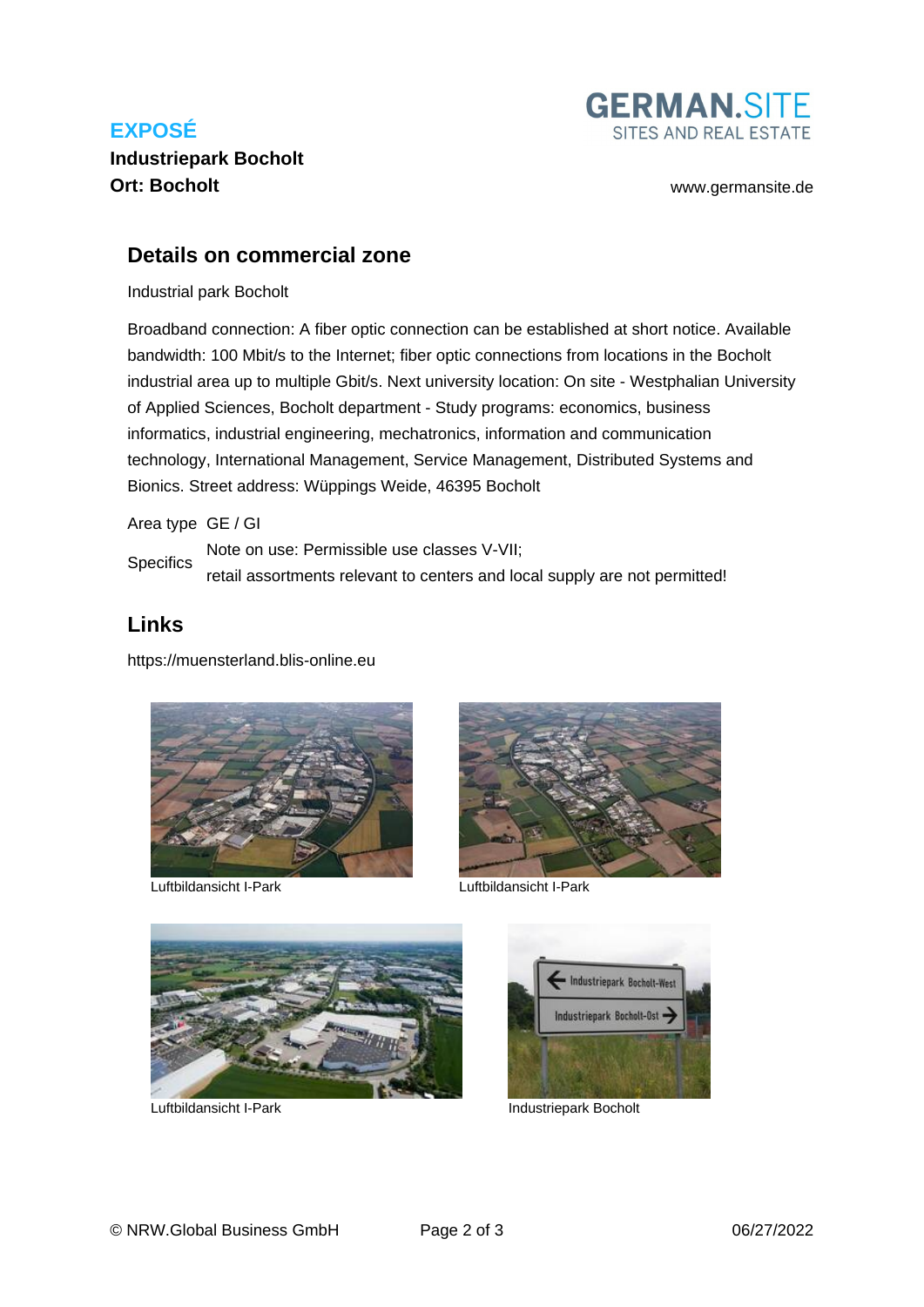**EXPOSÉ**

**Industriepark Bocholt**

**Ort: Bocholt**

www.germansite.de

## Details on commercial zone

Industrial park Bocholt

Broadband connection: A fiber optic connection can be established at short notice. Available bandwidth: 100 Mbit/s to the Internet; fiber optic connections from locations in the Bocholt industrial area up to multiple Gbit/s. Next university location: On site - Westphalian University of Applied Sciences, Bocholt department - Study programs: economics, business informatics, industrial engineering, mechatronics, information and communication technology, International Management, Service Management, Distributed Systems and Bionics. Street address: Wüppings Weide, 46395 Bocholt

| | |
|---|---|
| Area type | GE / GI |
| Specifics | Note on use: Permissible use classes V-VII; retail assortments relevant to centers and local supply are not permitted! |

## Links

https://muensterland.blis-online.eu

Luftbildansicht I-Park

Luftbildansicht I-Park

Luftbildansicht I-Park

Industriepark Bocholt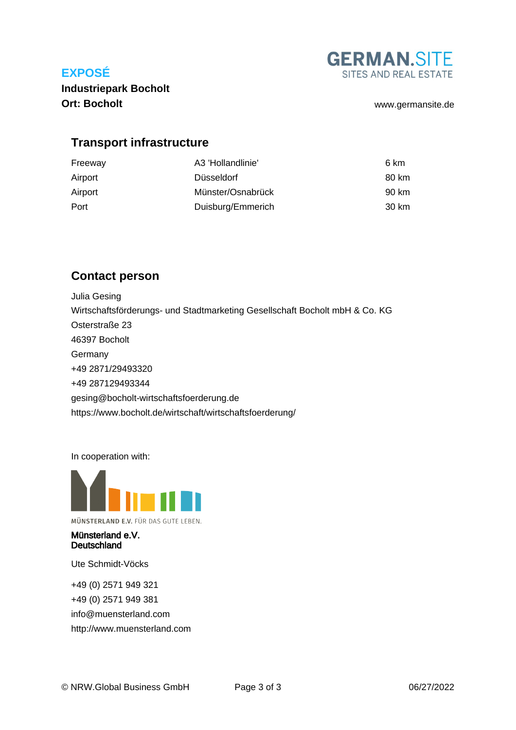## Transport infrastructure

| | | |
|---|---|---|
| Freeway | A3 'Hollandlinie' | 6 km |
| Airport | Düsseldorf | 80 km |
| Airport | Münster/Osnabrück | 90 km |
| Port | Duisburg/Emmerich | 30 km |

## Contact person

Julia Gesing
Wirtschaftsförderungs- und Stadtmarketing Gesellschaft Bocholt mbH & Co. KG
Osterstraße 23
46397 Bocholt
Germany
+49 2871/29493320
+49 287129493344
gesing@bocholt-wirtschaftsfoerderung.de
https://www.bocholt.de/wirtschaft/wirtschaftsfoerderung/

In cooperation with:

MÜNSTERLAND E.V. FÜR DAS GUTE LEBEN.

**Münsterland e.V.**
**Deutschland**

Ute Schmidt-Vöcks

+49 (0) 2571 949 321
+49 (0) 2571 949 381
info@muensterland.com
http://www.muensterland.com